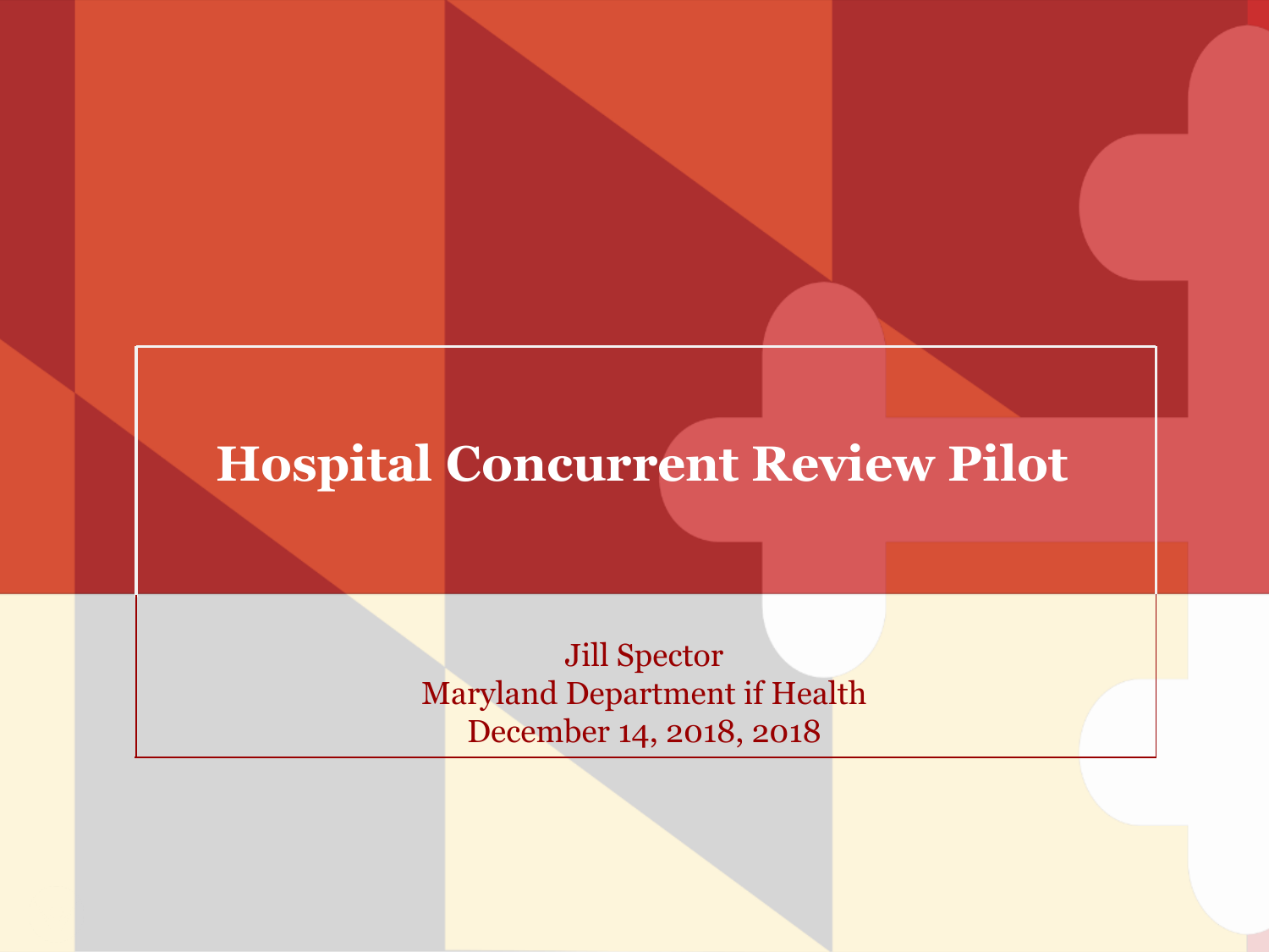# Hospital Concurrent Review Pilot

Jill Spector
Maryland Department if Health
December 14, 2018, 2018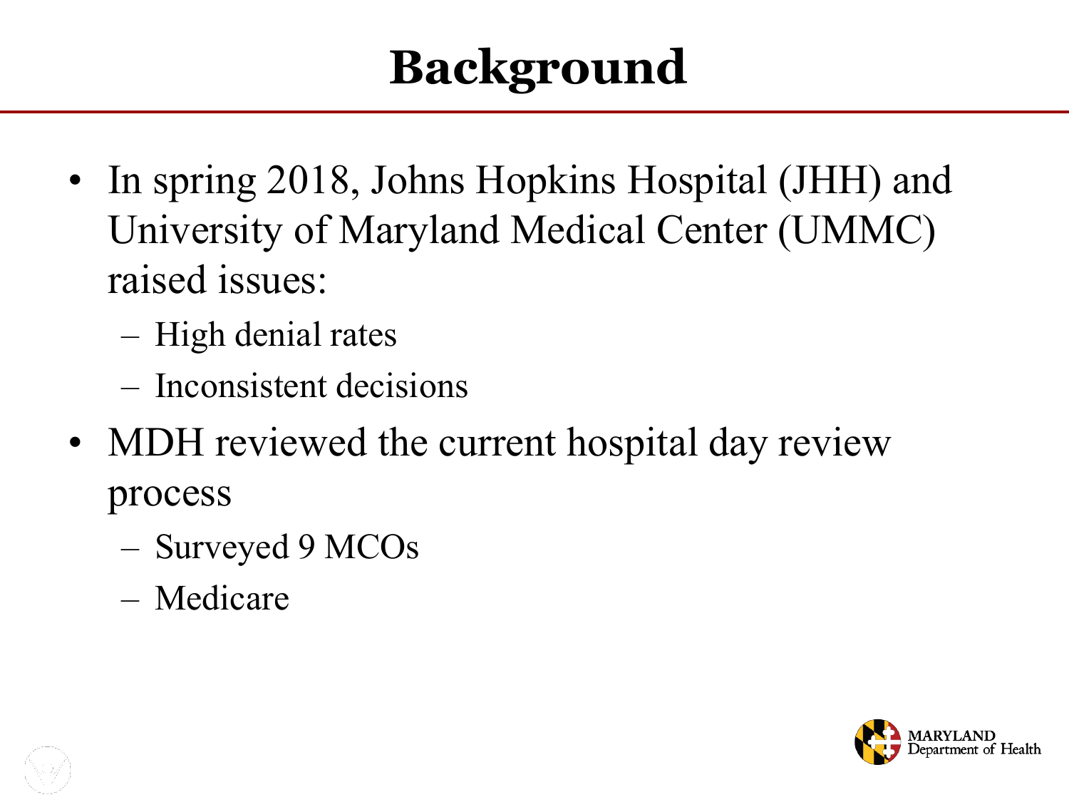# Background

- In spring 2018, Johns Hopkins Hospital (JHH) and University of Maryland Medical Center (UMMC) raised issues:
  - High denial rates
  - Inconsistent decisions
- MDH reviewed the current hospital day review process
  - Surveyed 9 MCOs
  - Medicare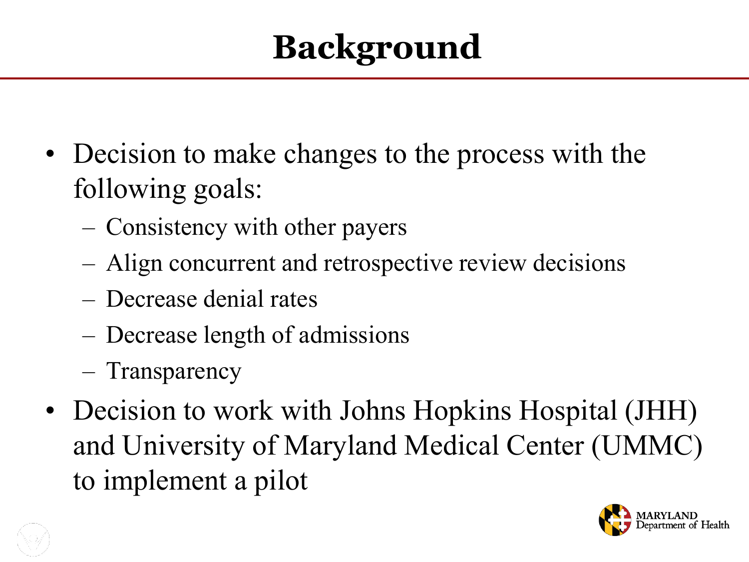# Background

- Decision to make changes to the process with the following goals:
  - Consistency with other payers
  - Align concurrent and retrospective review decisions
  - Decrease denial rates
  - Decrease length of admissions
  - Transparency
- Decision to work with Johns Hopkins Hospital (JHH) and University of Maryland Medical Center (UMMC) to implement a pilot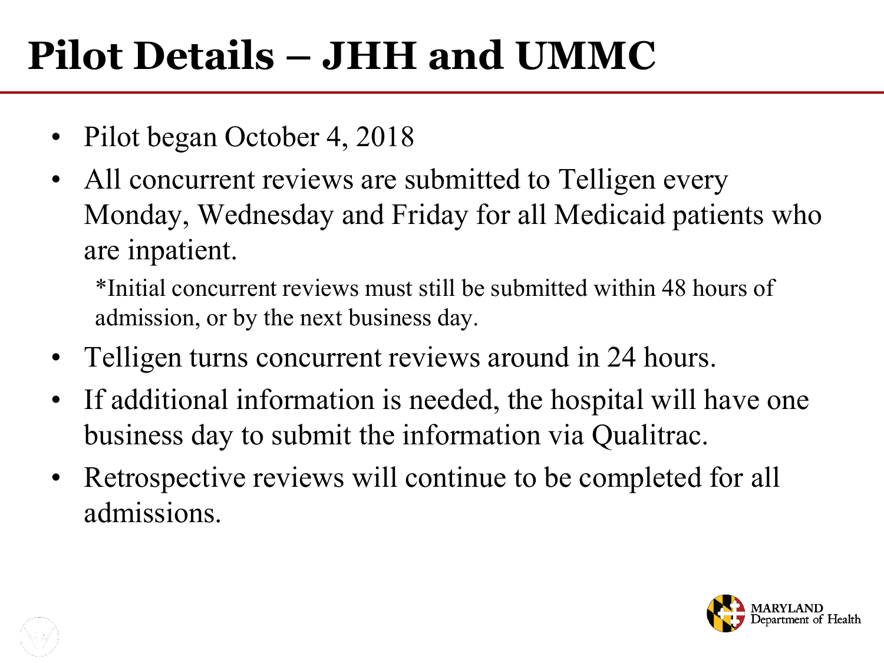# Pilot Details – JHH and UMMC

- Pilot began October 4, 2018
- All concurrent reviews are submitted to Telligen every Monday, Wednesday and Friday for all Medicaid patients who are inpatient.

  *Initial concurrent reviews must still be submitted within 48 hours of admission, or by the next business day.

- Telligen turns concurrent reviews around in 24 hours.
- If additional information is needed, the hospital will have one business day to submit the information via Qualitrac.
- Retrospective reviews will continue to be completed for all admissions.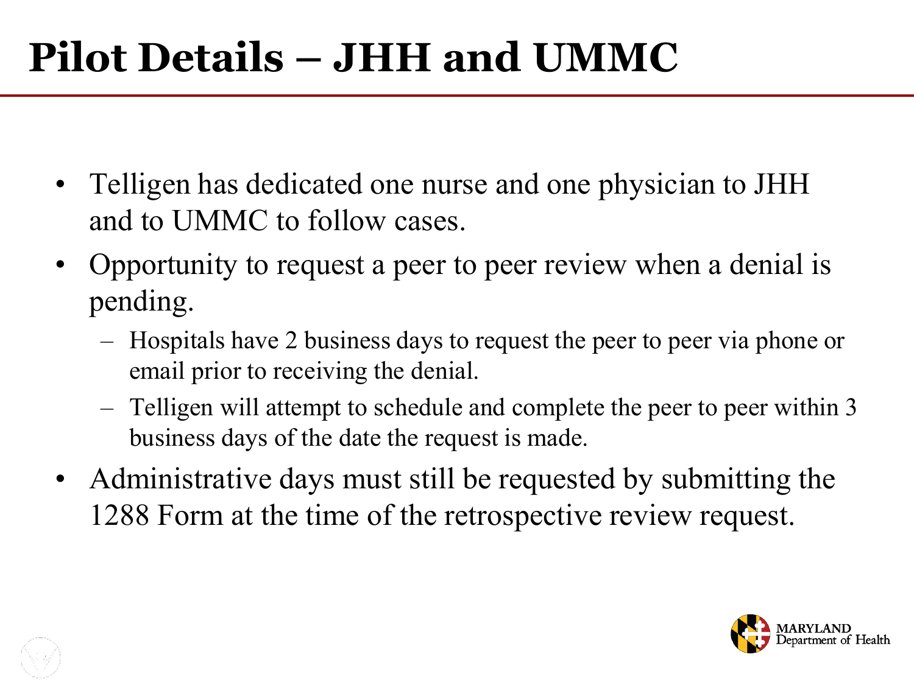# Pilot Details – JHH and UMMC

- Telligen has dedicated one nurse and one physician to JHH and to UMMC to follow cases.
- Opportunity to request a peer to peer review when a denial is pending.
  - Hospitals have 2 business days to request the peer to peer via phone or email prior to receiving the denial.
  - Telligen will attempt to schedule and complete the peer to peer within 3 business days of the date the request is made.
- Administrative days must still be requested by submitting the 1288 Form at the time of the retrospective review request.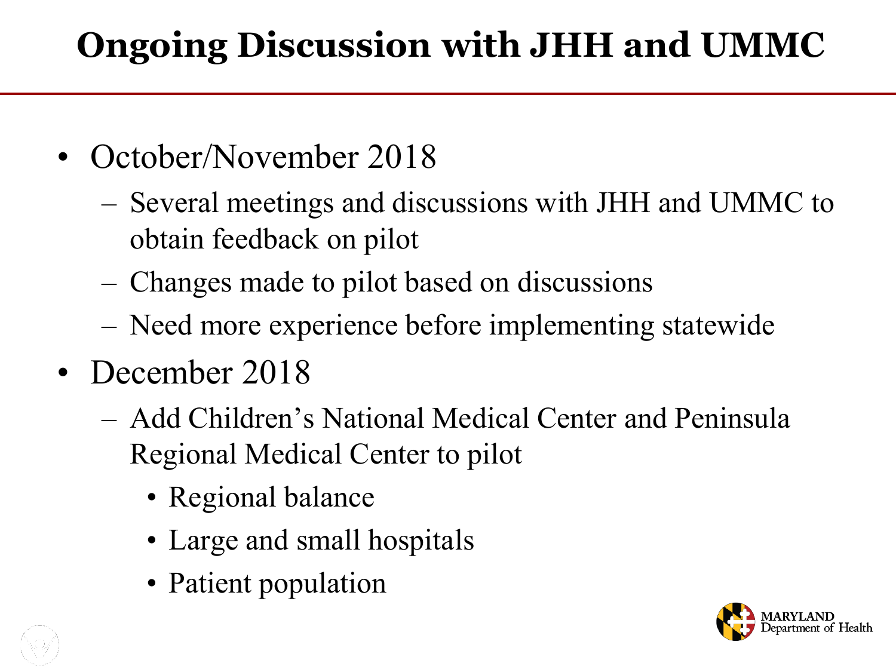# Ongoing Discussion with JHH and UMMC

- October/November 2018
  - Several meetings and discussions with JHH and UMMC to obtain feedback on pilot
  - Changes made to pilot based on discussions
  - Need more experience before implementing statewide
- December 2018
  - Add Children's National Medical Center and Peninsula Regional Medical Center to pilot
    - Regional balance
    - Large and small hospitals
    - Patient population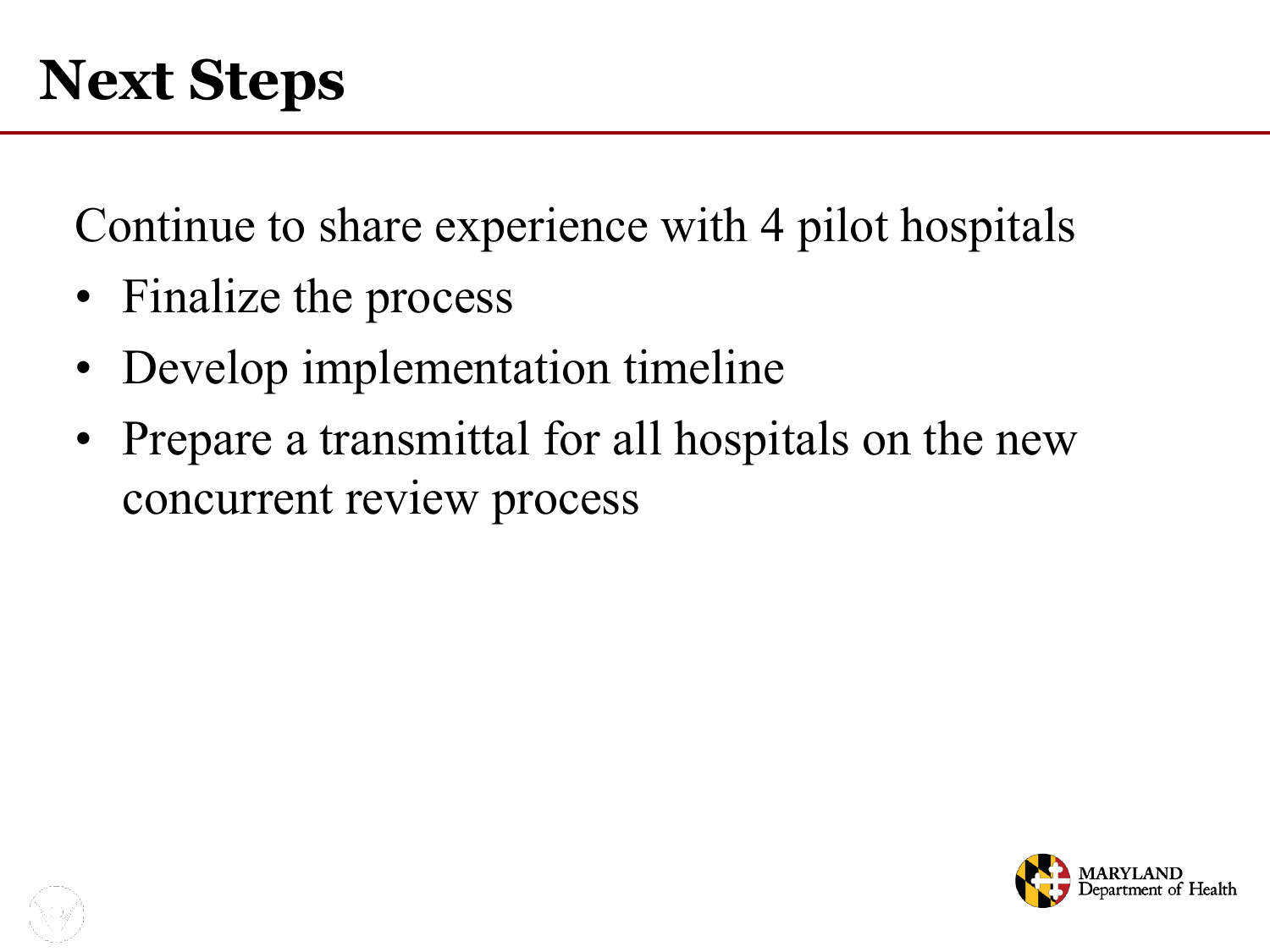# Next Steps

Continue to share experience with 4 pilot hospitals

- Finalize the process
- Develop implementation timeline
- Prepare a transmittal for all hospitals on the new concurrent review process